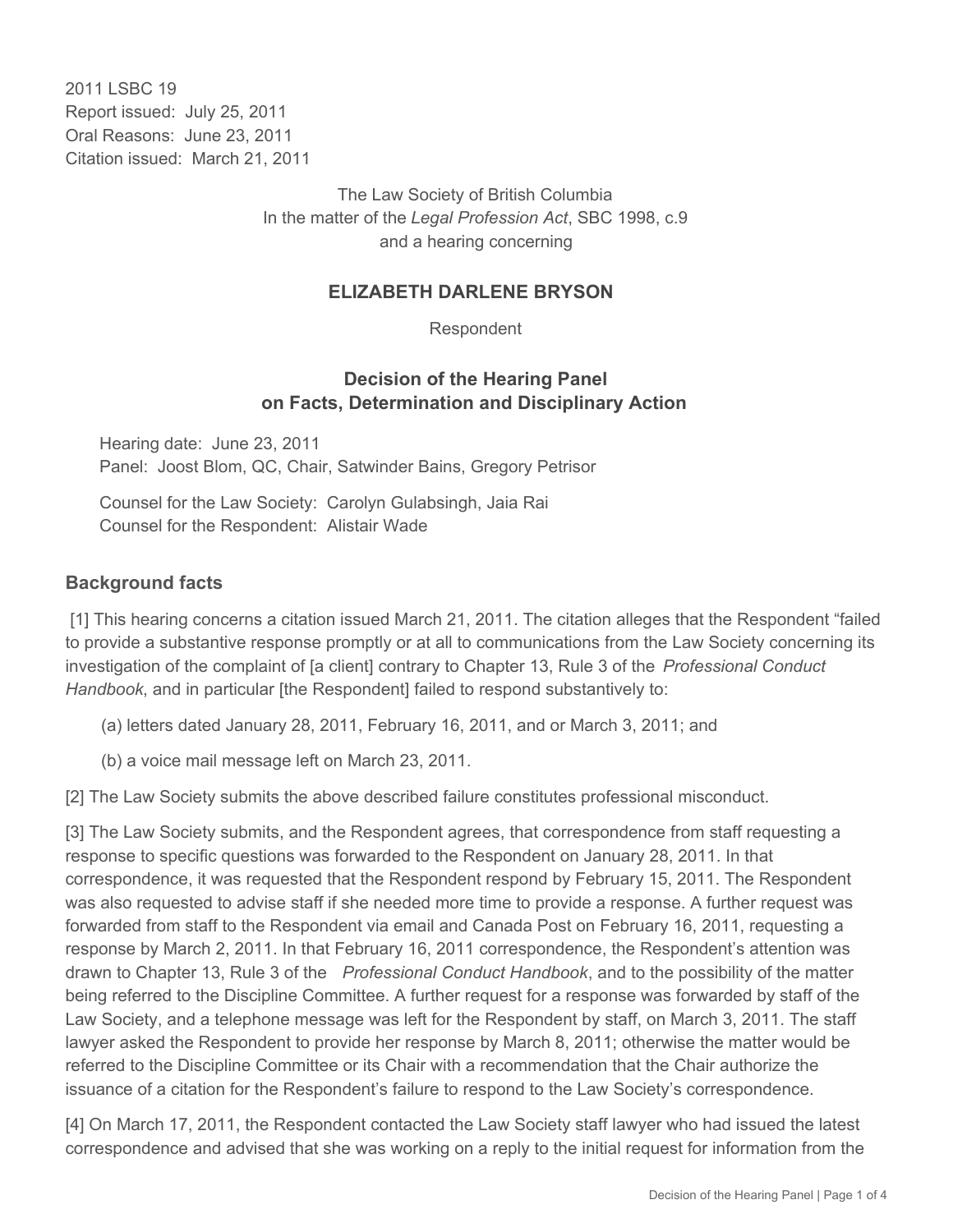2011 LSBC 19
Report issued: July 25, 2011
Oral Reasons: June 23, 2011
Citation issued: March 21, 2011

The Law Society of British Columbia
In the matter of the *Legal Profession Act*, SBC 1998, c.9
and a hearing concerning

## ELIZABETH DARLENE BRYSON

Respondent

## Decision of the Hearing Panel on Facts, Determination and Disciplinary Action

Hearing date: June 23, 2011
Panel: Joost Blom, QC, Chair, Satwinder Bains, Gregory Petrisor

Counsel for the Law Society: Carolyn Gulabsingh, Jaia Rai
Counsel for the Respondent: Alistair Wade

### Background facts

[1] This hearing concerns a citation issued March 21, 2011. The citation alleges that the Respondent "failed to provide a substantive response promptly or at all to communications from the Law Society concerning its investigation of the complaint of [a client] contrary to Chapter 13, Rule 3 of the *Professional Conduct Handbook*, and in particular [the Respondent] failed to respond substantively to:

(a) letters dated January 28, 2011, February 16, 2011, and or March 3, 2011; and

(b) a voice mail message left on March 23, 2011.

[2] The Law Society submits the above described failure constitutes professional misconduct.

[3] The Law Society submits, and the Respondent agrees, that correspondence from staff requesting a response to specific questions was forwarded to the Respondent on January 28, 2011. In that correspondence, it was requested that the Respondent respond by February 15, 2011. The Respondent was also requested to advise staff if she needed more time to provide a response. A further request was forwarded from staff to the Respondent via email and Canada Post on February 16, 2011, requesting a response by March 2, 2011. In that February 16, 2011 correspondence, the Respondent's attention was drawn to Chapter 13, Rule 3 of the *Professional Conduct Handbook*, and to the possibility of the matter being referred to the Discipline Committee. A further request for a response was forwarded by staff of the Law Society, and a telephone message was left for the Respondent by staff, on March 3, 2011. The staff lawyer asked the Respondent to provide her response by March 8, 2011; otherwise the matter would be referred to the Discipline Committee or its Chair with a recommendation that the Chair authorize the issuance of a citation for the Respondent's failure to respond to the Law Society's correspondence.

[4] On March 17, 2011, the Respondent contacted the Law Society staff lawyer who had issued the latest correspondence and advised that she was working on a reply to the initial request for information from the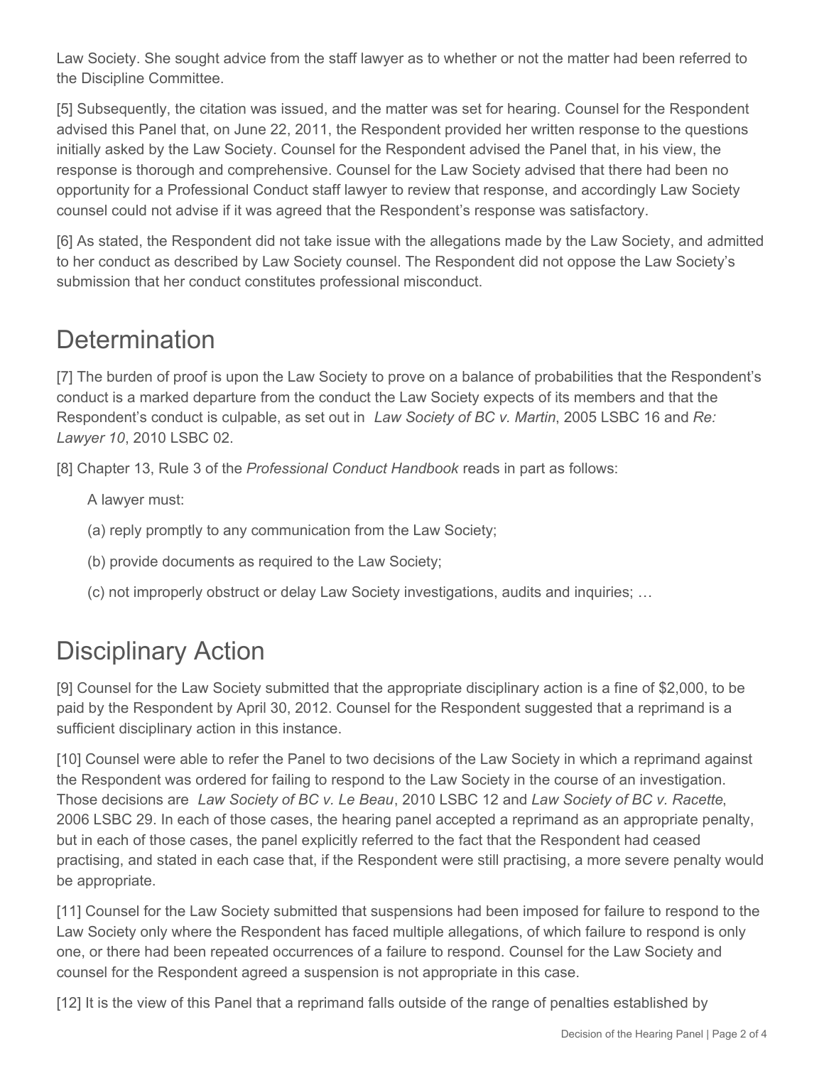Law Society. She sought advice from the staff lawyer as to whether or not the matter had been referred to the Discipline Committee.

[5] Subsequently, the citation was issued, and the matter was set for hearing. Counsel for the Respondent advised this Panel that, on June 22, 2011, the Respondent provided her written response to the questions initially asked by the Law Society. Counsel for the Respondent advised the Panel that, in his view, the response is thorough and comprehensive. Counsel for the Law Society advised that there had been no opportunity for a Professional Conduct staff lawyer to review that response, and accordingly Law Society counsel could not advise if it was agreed that the Respondent's response was satisfactory.

[6] As stated, the Respondent did not take issue with the allegations made by the Law Society, and admitted to her conduct as described by Law Society counsel. The Respondent did not oppose the Law Society's submission that her conduct constitutes professional misconduct.

## Determination

[7] The burden of proof is upon the Law Society to prove on a balance of probabilities that the Respondent's conduct is a marked departure from the conduct the Law Society expects of its members and that the Respondent's conduct is culpable, as set out in *Law Society of BC v. Martin*, 2005 LSBC 16 and *Re: Lawyer 10*, 2010 LSBC 02.

[8] Chapter 13, Rule 3 of the *Professional Conduct Handbook* reads in part as follows:

> A lawyer must:
>
> (a) reply promptly to any communication from the Law Society;
>
> (b) provide documents as required to the Law Society;
>
> (c) not improperly obstruct or delay Law Society investigations, audits and inquiries; …

## Disciplinary Action

[9] Counsel for the Law Society submitted that the appropriate disciplinary action is a fine of $2,000, to be paid by the Respondent by April 30, 2012. Counsel for the Respondent suggested that a reprimand is a sufficient disciplinary action in this instance.

[10] Counsel were able to refer the Panel to two decisions of the Law Society in which a reprimand against the Respondent was ordered for failing to respond to the Law Society in the course of an investigation. Those decisions are *Law Society of BC v. Le Beau*, 2010 LSBC 12 and *Law Society of BC v. Racette*, 2006 LSBC 29. In each of those cases, the hearing panel accepted a reprimand as an appropriate penalty, but in each of those cases, the panel explicitly referred to the fact that the Respondent had ceased practising, and stated in each case that, if the Respondent were still practising, a more severe penalty would be appropriate.

[11] Counsel for the Law Society submitted that suspensions had been imposed for failure to respond to the Law Society only where the Respondent has faced multiple allegations, of which failure to respond is only one, or there had been repeated occurrences of a failure to respond. Counsel for the Law Society and counsel for the Respondent agreed a suspension is not appropriate in this case.

[12] It is the view of this Panel that a reprimand falls outside of the range of penalties established by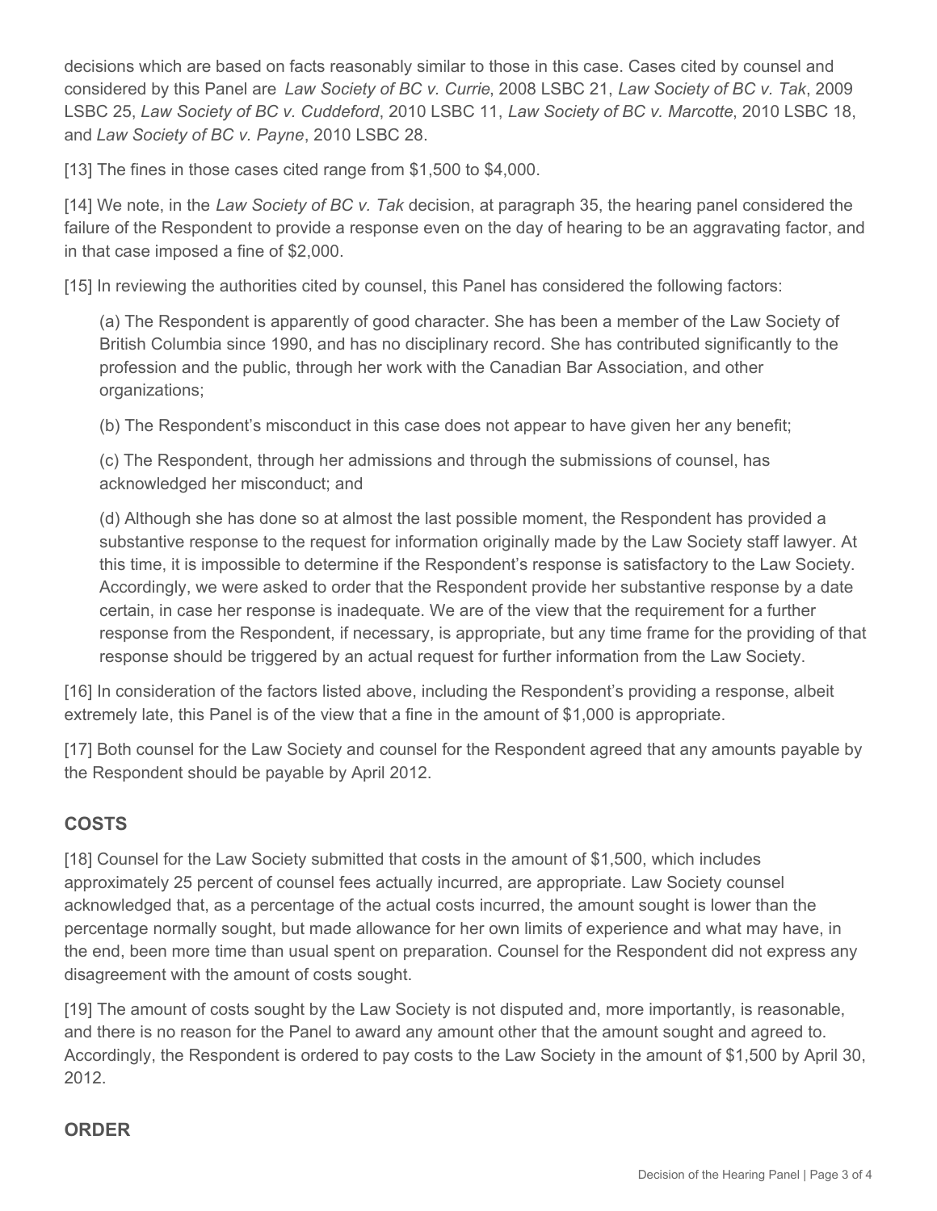decisions which are based on facts reasonably similar to those in this case. Cases cited by counsel and considered by this Panel are *Law Society of BC v. Currie*, 2008 LSBC 21, *Law Society of BC v. Tak*, 2009 LSBC 25, *Law Society of BC v. Cuddeford*, 2010 LSBC 11, *Law Society of BC v. Marcotte*, 2010 LSBC 18, and *Law Society of BC v. Payne*, 2010 LSBC 28.

[13] The fines in those cases cited range from $1,500 to $4,000.

[14] We note, in the *Law Society of BC v. Tak* decision, at paragraph 35, the hearing panel considered the failure of the Respondent to provide a response even on the day of hearing to be an aggravating factor, and in that case imposed a fine of $2,000.

[15] In reviewing the authorities cited by counsel, this Panel has considered the following factors:

(a) The Respondent is apparently of good character. She has been a member of the Law Society of British Columbia since 1990, and has no disciplinary record. She has contributed significantly to the profession and the public, through her work with the Canadian Bar Association, and other organizations;

(b) The Respondent's misconduct in this case does not appear to have given her any benefit;

(c) The Respondent, through her admissions and through the submissions of counsel, has acknowledged her misconduct; and

(d) Although she has done so at almost the last possible moment, the Respondent has provided a substantive response to the request for information originally made by the Law Society staff lawyer. At this time, it is impossible to determine if the Respondent's response is satisfactory to the Law Society. Accordingly, we were asked to order that the Respondent provide her substantive response by a date certain, in case her response is inadequate. We are of the view that the requirement for a further response from the Respondent, if necessary, is appropriate, but any time frame for the providing of that response should be triggered by an actual request for further information from the Law Society.

[16] In consideration of the factors listed above, including the Respondent's providing a response, albeit extremely late, this Panel is of the view that a fine in the amount of $1,000 is appropriate.

[17] Both counsel for the Law Society and counsel for the Respondent agreed that any amounts payable by the Respondent should be payable by April 2012.

## COSTS

[18] Counsel for the Law Society submitted that costs in the amount of $1,500, which includes approximately 25 percent of counsel fees actually incurred, are appropriate. Law Society counsel acknowledged that, as a percentage of the actual costs incurred, the amount sought is lower than the percentage normally sought, but made allowance for her own limits of experience and what may have, in the end, been more time than usual spent on preparation. Counsel for the Respondent did not express any disagreement with the amount of costs sought.

[19] The amount of costs sought by the Law Society is not disputed and, more importantly, is reasonable, and there is no reason for the Panel to award any amount other that the amount sought and agreed to. Accordingly, the Respondent is ordered to pay costs to the Law Society in the amount of $1,500 by April 30, 2012.

## ORDER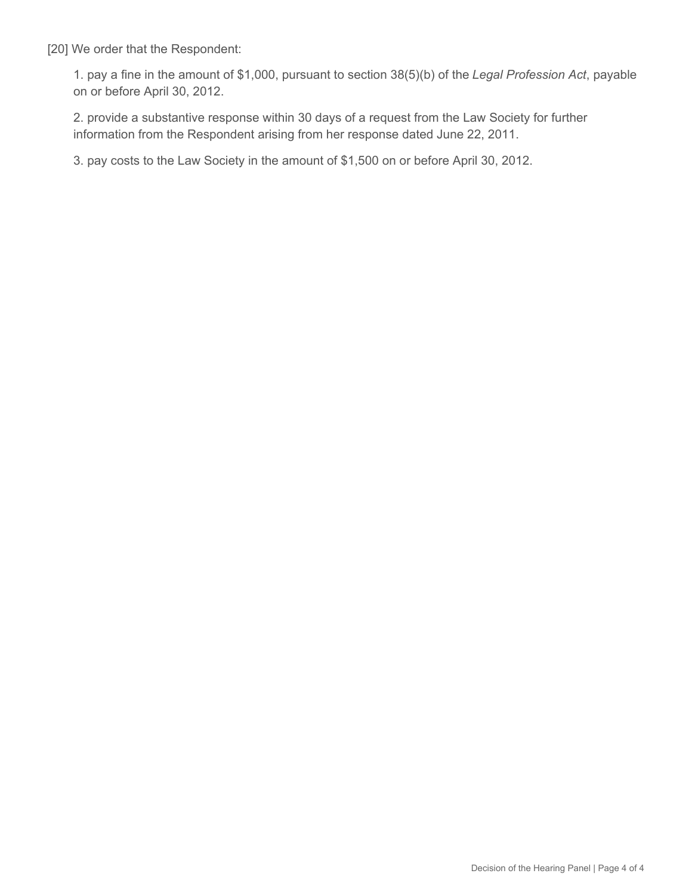[20] We order that the Respondent:

1. pay a fine in the amount of $1,000, pursuant to section 38(5)(b) of the *Legal Profession Act*, payable on or before April 30, 2012.

2. provide a substantive response within 30 days of a request from the Law Society for further information from the Respondent arising from her response dated June 22, 2011.

3. pay costs to the Law Society in the amount of $1,500 on or before April 30, 2012.